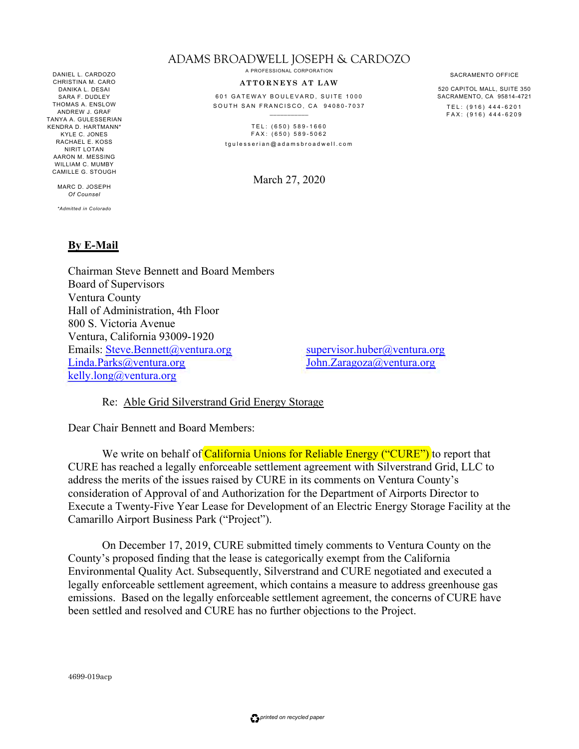# ADAMS BROADWELL JOSEPH & CARDOZO

A PROFESSIONAL CORPORATION

**ATTORNEYS AT LAW**

601 GATEWAY BOULEVARD, SUITE 1000
SOUTH SAN FRANCISCO, CA 94080-7037

TEL: (650) 589-1660
FAX: (650) 589-5062
tgulesserian@adamsbroadwell.com

DANIEL L. CARDOZO
CHRISTINA M. CARO
DANIKA L. DESAI
SARA F. DUDLEY
THOMAS A. ENSLOW
ANDREW J. GRAF
TANYA A. GULESSERIAN
KENDRA D. HARTMANN*
KYLE C. JONES
RACHAEL E. KOSS
NIRIT LOTAN
AARON M. MESSING
WILLIAM C. MUMBY
CAMILLE G. STOUGH

MARC D. JOSEPH
*Of Counsel*

*\*Admitted in Colorado*

SACRAMENTO OFFICE

520 CAPITOL MALL, SUITE 350
SACRAMENTO, CA 95814-4721

TEL: (916) 444-6201
FAX: (916) 444-6209

March 27, 2020

**By E-Mail**

Chairman Steve Bennett and Board Members
Board of Supervisors
Ventura County
Hall of Administration, 4th Floor
800 S. Victoria Avenue
Ventura, California 93009-1920
Emails: Steve.Bennett@ventura.org
Linda.Parks@ventura.org
kelly.long@ventura.org
supervisor.huber@ventura.org
John.Zaragoza@ventura.org

Re: Able Grid Silverstrand Grid Energy Storage

Dear Chair Bennett and Board Members:

We write on behalf of California Unions for Reliable Energy ("CURE") to report that CURE has reached a legally enforceable settlement agreement with Silverstrand Grid, LLC to address the merits of the issues raised by CURE in its comments on Ventura County's consideration of Approval of and Authorization for the Department of Airports Director to Execute a Twenty-Five Year Lease for Development of an Electric Energy Storage Facility at the Camarillo Airport Business Park ("Project").

On December 17, 2019, CURE submitted timely comments to Ventura County on the County's proposed finding that the lease is categorically exempt from the California Environmental Quality Act. Subsequently, Silverstrand and CURE negotiated and executed a legally enforceable settlement agreement, which contains a measure to address greenhouse gas emissions. Based on the legally enforceable settlement agreement, the concerns of CURE have been settled and resolved and CURE has no further objections to the Project.

4699-019acp

*printed on recycled paper*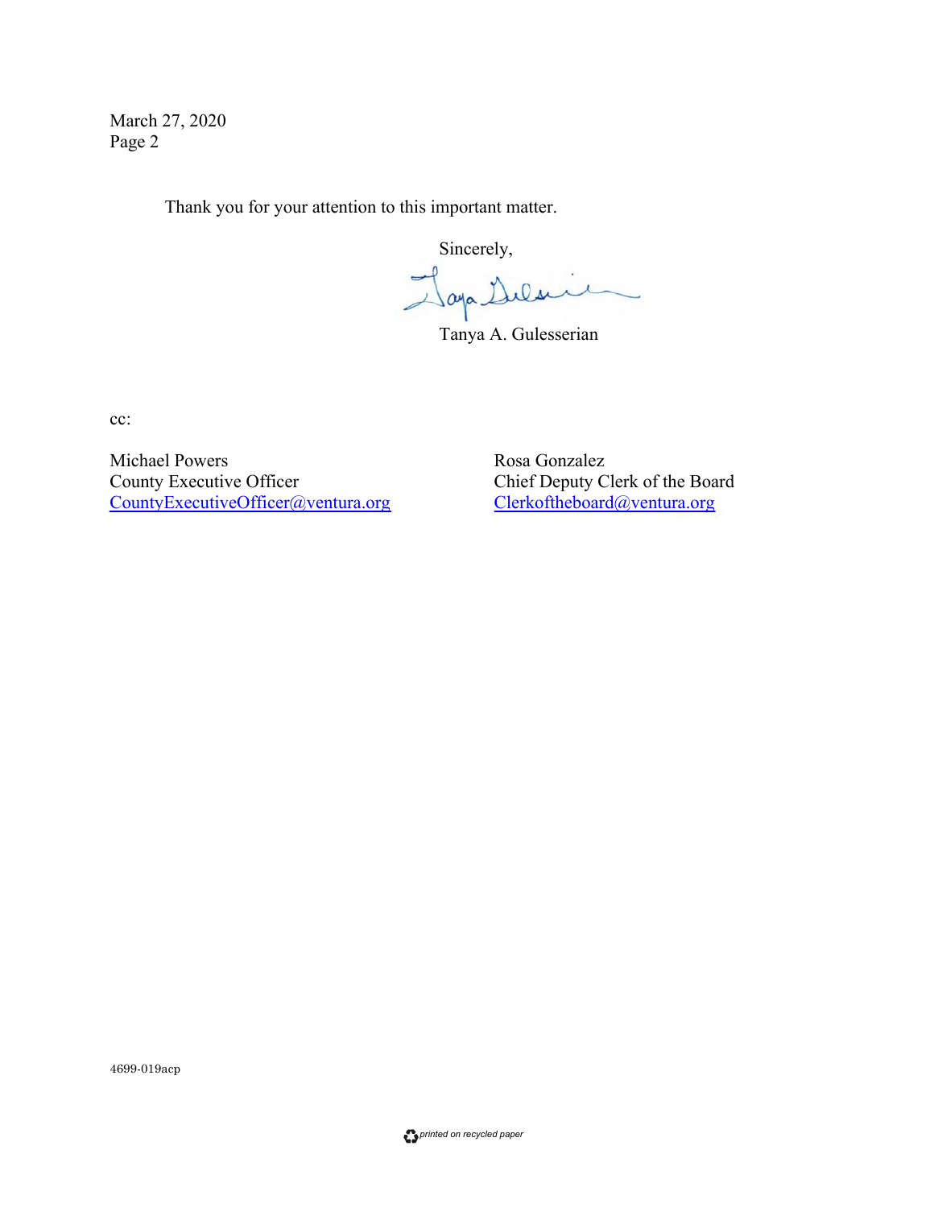March 27, 2020

Thank you for your attention to this important matter.

Sincerely,

Tanya A. Gulesserian

cc:

Michael Powers
County Executive Officer
CountyExecutiveOfficer@ventura.org

Rosa Gonzalez
Chief Deputy Clerk of the Board
Clerkoftheboard@ventura.org

4699-019acp

*printed on recycled paper*